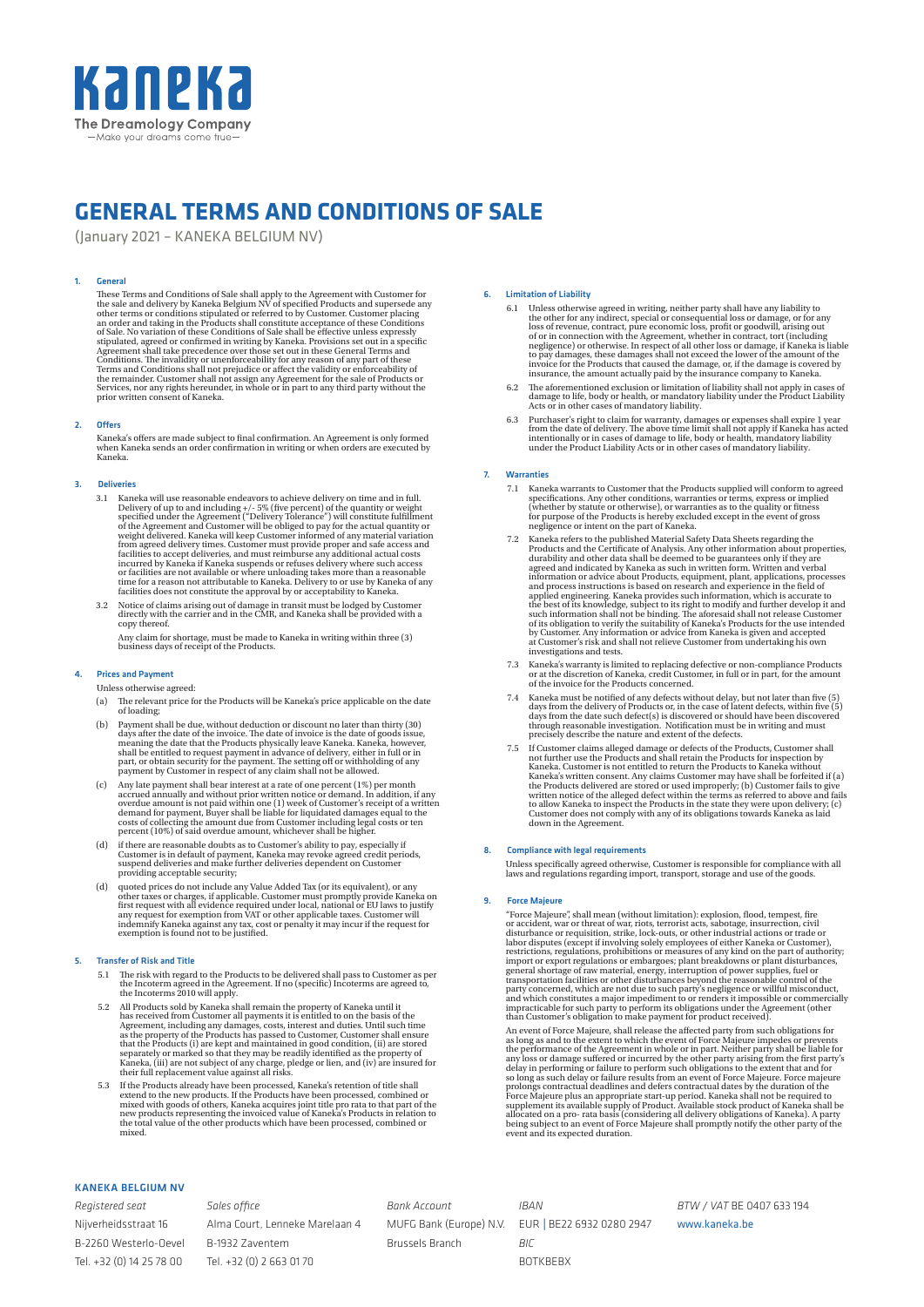Kaneka

The Dreamology Company

—Make your dreams come true—

# GENERAL TERMS AND CONDITIONS OF SALE

(January 2021 – KANEKA BELGIUM NV)

## 1. General

These Terms and Conditions of Sale shall apply to the Agreement with Customer for the sale and delivery by Kaneka Belgium NV of specified Products and supersede any other terms or conditions stipulated or referred to by Customer. Customer placing an order and taking in the Products shall constitute acceptance of these Conditions of Sale. No variation of these Conditions of Sale shall be effective unless expressly stipulated, agreed or confirmed in writing by Kaneka. Provisions set out in a specific Agreement shall take precedence over those set out in these General Terms and Conditions. The invalidity or unenforceability for any reason of any part of these Terms and Conditions shall not prejudice or affect the validity or enforceability of the remainder. Customer shall not assign any Agreement for the sale of Products or Services, nor any rights hereunder, in whole or in part to any third party without the prior written consent of Kaneka.

## 2. Offers

Kaneka's offers are made subject to final confirmation. An Agreement is only formed when Kaneka sends an order confirmation in writing or when orders are executed by Kaneka.

## 3. Deliveries

3.1 Kaneka will use reasonable endeavors to achieve delivery on time and in full. Delivery of up to and including +/- 5% (five percent) of the quantity or weight specified under the Agreement ("Delivery Tolerance") will constitute fulfillment of the Agreement and Customer will be obliged to pay for the actual quantity or weight delivered. Kaneka will keep Customer informed of any material variation from agreed delivery times. Customer must provide proper and safe access and facilities to accept deliveries, and must reimburse any additional actual costs incurred by Kaneka if Kaneka suspends or refuses delivery where such access or facilities are not available or where unloading takes more than a reasonable time for a reason not attributable to Kaneka. Delivery to or use by Kaneka of any facilities does not constitute the approval by or acceptability to Kaneka.

3.2 Notice of claims arising out of damage in transit must be lodged by Customer directly with the carrier and in the CMR, and Kaneka shall be provided with a copy thereof.

Any claim for shortage, must be made to Kaneka in writing within three (3) business days of receipt of the Products.

## 4. Prices and Payment

Unless otherwise agreed:

(a) The relevant price for the Products will be Kaneka's price applicable on the date of loading;

(b) Payment shall be due, without deduction or discount no later than thirty (30) days after the date of the invoice. The date of invoice is the date of goods issue, meaning the date that the Products physically leave Kaneka. Kaneka, however, shall be entitled to request payment in advance of delivery, either in full or in part, or obtain security for the payment. The setting off or withholding of any payment by Customer in respect of any claim shall not be allowed.

(c) Any late payment shall bear interest at a rate of one percent (1%) per month accrued annually and without prior written notice or demand. In addition, if any overdue amount is not paid within one (1) week of Customer's receipt of a written demand for payment, Buyer shall be liable for liquidated damages equal to the costs of collecting the amount due from Customer including legal costs or ten percent (10%) of said overdue amount, whichever shall be higher.

(d) if there are reasonable doubts as to Customer's ability to pay, especially if Customer is in default of payment, Kaneka may revoke agreed credit periods, suspend deliveries and make further deliveries dependent on Customer providing acceptable security;

(d) quoted prices do not include any Value Added Tax (or its equivalent), or any other taxes or charges, if applicable. Customer must promptly provide Kaneka on first request with all evidence required under local, national or EU laws to justify any request for exemption from VAT or other applicable taxes. Customer will indemnify Kaneka against any tax, cost or penalty it may incur if the request for exemption is found not to be justified.

## 5. Transfer of Risk and Title

5.1 The risk with regard to the Products to be delivered shall pass to Customer as per the Incoterm agreed in the Agreement. If no (specific) Incoterms are agreed to, the Incoterms 2010 will apply.

5.2 All Products sold by Kaneka shall remain the property of Kaneka until it has received from Customer all payments it is entitled to on the basis of the Agreement, including any damages, costs, interest and duties. Until such time as the property of the Products has passed to Customer, Customer shall ensure that the Products (i) are kept and maintained in good condition, (ii) are stored separately or marked so that they may be readily identified as the property of Kaneka, (iii) are not subject of any charge, pledge or lien, and (iv) are insured for their full replacement value against all risks.

5.3 If the Products already have been processed, Kaneka's retention of title shall extend to the new products. If the Products have been processed, combined or mixed with goods of others, Kaneka acquires joint title pro rata to that part of the new products representing the invoiced value of Kaneka's Products in relation to the total value of the other products which have been processed, combined or mixed.

## 6. Limitation of Liability

6.1 Unless otherwise agreed in writing, neither party shall have any liability to the other for any indirect, special or consequential loss or damage, or for any loss of revenue, contract, pure economic loss, profit or goodwill, arising out of or in connection with the Agreement, whether in contract, tort (including negligence) or otherwise. In respect of all other loss or damage, if Kaneka is liable to pay damages, these damages shall not exceed the lower of the amount of the invoice for the Products that caused the damage, or, if the damage is covered by insurance, the amount actually paid by the insurance company to Kaneka.

6.2 The aforementioned exclusion or limitation of liability shall not apply in cases of damage to life, body or health, or mandatory liability under the Product Liability Acts or in other cases of mandatory liability.

6.3 Purchaser's right to claim for warranty, damages or expenses shall expire 1 year from the date of delivery. The above time limit shall not apply if Kaneka has acted intentionally or in cases of damage to life, body or health, mandatory liability under the Product Liability Acts or in other cases of mandatory liability.

## 7. Warranties

7.1 Kaneka warrants to Customer that the Products supplied will conform to agreed specifications. Any other conditions, warranties or terms, express or implied (whether by statute or otherwise), or warranties as to the quality or fitness for purpose of the Products is hereby excluded except in the event of gross negligence or intent on the part of Kaneka.

7.2 Kaneka refers to the published Material Safety Data Sheets regarding the Products and the Certificate of Analysis. Any other information about properties, durability and other data shall be deemed to be guarantees only if they are agreed and indicated by Kaneka as such in written form. Written and verbal information or advice about Products, equipment, plant, applications, processes and process instructions is based on research and experience in the field of applied engineering. Kaneka provides such information, which is accurate to the best of its knowledge, subject to its right to modify and further develop it and such information shall not be binding. The aforesaid shall not release Customer of its obligation to verify the suitability of Kaneka's Products for the use intended by Customer. Any information or advice from Kaneka is given and accepted at Customer's risk and shall not relieve Customer from undertaking his own investigations and tests.

7.3 Kaneka's warranty is limited to replacing defective or non-compliance Products or at the discretion of Kaneka, credit Customer, in full or in part, for the amount of the invoice for the Products concerned.

7.4 Kaneka must be notified of any defects without delay, but not later than five (5) days from the delivery of Products or, in the case of latent defects, within five (5) days from the date such defect(s) is discovered or should have been discovered through reasonable investigation. Notification must be in writing and must precisely describe the nature and extent of the defects.

7.5 If Customer claims alleged damage or defects of the Products, Customer shall not further use the Products and shall retain the Products for inspection by Kaneka. Customer is not entitled to return the Products to Kaneka without Kaneka's written consent. Any claims Customer may have shall be forfeited if (a) the Products delivered are stored or used improperly; (b) Customer fails to give written notice of the alleged defect within the terms as referred to above and fails to allow Kaneka to inspect the Products in the state they were upon delivery; (c) Customer does not comply with any of its obligations towards Kaneka as laid down in the Agreement.

## 8. Compliance with legal requirements

Unless specifically agreed otherwise, Customer is responsible for compliance with all laws and regulations regarding import, transport, storage and use of the goods.

## 9. Force Majeure

"Force Majeure", shall mean (without limitation): explosion, flood, tempest, fire or accident, war or threat of war, riots, terrorist acts, sabotage, insurrection, civil disturbance or requisition, strike, lock-outs, or other industrial actions or trade or labor disputes (except if involving solely employees of either Kaneka or Customer), restrictions, regulations, prohibitions or measures of any kind on the part of authority; import or export regulations or embargoes; plant breakdowns or plant disturbances, general shortage of raw material, energy, interruption of power supplies, fuel or transportation facilities or other disturbances beyond the reasonable control of the party concerned, which are not due to such party's negligence or willful misconduct, and which constitutes a major impediment to or renders it impossible or commercially impracticable for such party to perform its obligations under the Agreement (other than Customer's obligation to make payment for product received).

An event of Force Majeure, shall release the affected party from such obligations for as long as and to the extent to which the event of Force Majeure impedes or prevents the performance of the Agreement in whole or in part. Neither party shall be liable for any loss or damage suffered or incurred by the other party arising from the first party's delay in performing or failure to perform such obligations to the extent that and for so long as such delay or failure results from an event of Force Majeure. Force majeure prolongs contractual deadlines and defers contractual dates by the duration of the Force Majeure plus an appropriate start-up period. Kaneka shall not be required to supplement its available supply of Product. Available stock product of Kaneka shall be allocated on a pro- rata basis (considering all delivery obligations of Kaneka). A party being subject to an event of Force Majeure shall promptly notify the other party of the event and its expected duration.

**KANEKA BELGIUM NV**

| *Registered seat* | *Sales office* | *Bank Account* | *IBAN* | *BTW / VAT* BE 0407 633 194 |
|---|---|---|---|---|
| Nijverheidsstraat 16 | Alma Court, Lenneke Marelaan 4 | MUFG Bank (Europe) N.V. | EUR \| BE22 6932 0280 2947 | www.kaneka.be |
| B-2260 Westerlo-Oevel | B-1932 Zaventem | Brussels Branch | *BIC* | |
| Tel. +32 (0) 14 25 78 00 | Tel. +32 (0) 2 663 01 70 | | BOTKBEBX | |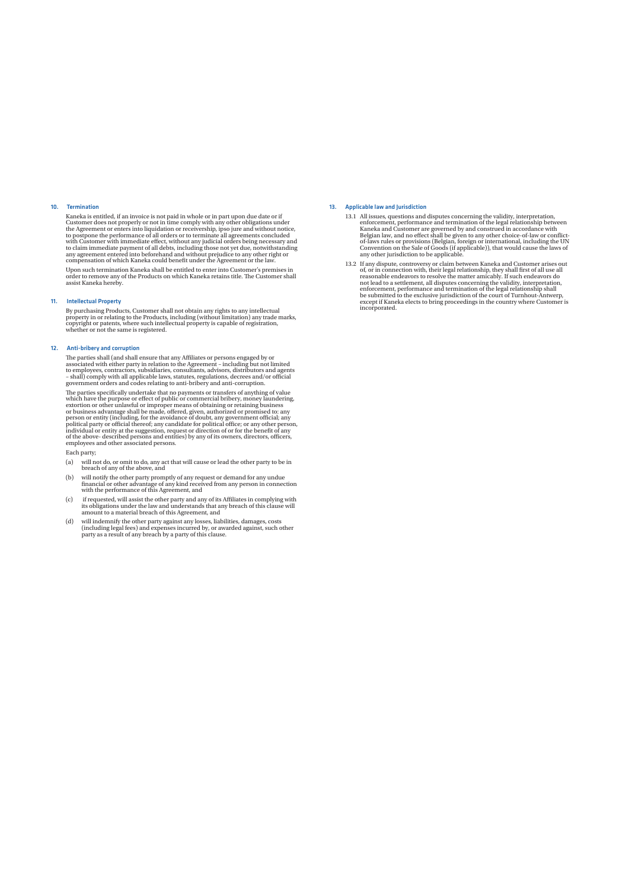## 10. Termination

Kaneka is entitled, if an invoice is not paid in whole or in part upon due date or if Customer does not properly or not in time comply with any other obligations under the Agreement or enters into liquidation or receivership, ipso jure and without notice, to postpone the performance of all orders or to terminate all agreements concluded with Customer with immediate effect, without any judicial orders being necessary and to claim immediate payment of all debts, including those not yet due, notwithstanding any agreement entered into beforehand and without prejudice to any other right or compensation of which Kaneka could benefit under the Agreement or the law.

Upon such termination Kaneka shall be entitled to enter into Customer's premises in order to remove any of the Products on which Kaneka retains title. The Customer shall assist Kaneka hereby.

## 11. Intellectual Property

By purchasing Products, Customer shall not obtain any rights to any intellectual property in or relating to the Products, including (without limitation) any trade marks, copyright or patents, where such intellectual property is capable of registration, whether or not the same is registered.

## 12. Anti-bribery and corruption

The parties shall (and shall ensure that any Affiliates or persons engaged by or associated with either party in relation to the Agreement – including but not limited to employees, contractors, subsidiaries, consultants, advisors, distributors and agents – shall) comply with all applicable laws, statutes, regulations, decrees and/or official government orders and codes relating to anti-bribery and anti-corruption.

The parties specifically undertake that no payments or transfers of anything of value which have the purpose or effect of public or commercial bribery, money laundering, extortion or other unlawful or improper means of obtaining or retaining business or business advantage shall be made, offered, given, authorized or promised to: any person or entity (including, for the avoidance of doubt, any government official; any political party or official thereof; any candidate for political office; or any other person, individual or entity at the suggestion, request or direction of or for the benefit of any of the above- described persons and entities) by any of its owners, directors, officers, employees and other associated persons.

Each party;

(a) will not do, or omit to do, any act that will cause or lead the other party to be in breach of any of the above, and

(b) will notify the other party promptly of any request or demand for any undue financial or other advantage of any kind received from any person in connection with the performance of this Agreement, and

(c) if requested, will assist the other party and any of its Affiliates in complying with its obligations under the law and understands that any breach of this clause will amount to a material breach of this Agreement, and

(d) will indemnify the other party against any losses, liabilities, damages, costs (including legal fees) and expenses incurred by, or awarded against, such other party as a result of any breach by a party of this clause.

## 13. Applicable law and Jurisdiction

13.1 All issues, questions and disputes concerning the validity, interpretation, enforcement, performance and termination of the legal relationship between Kaneka and Customer are governed by and construed in accordance with Belgian law, and no effect shall be given to any other choice-of-law or conflict-of-laws rules or provisions (Belgian, foreign or international, including the UN Convention on the Sale of Goods (if applicable)), that would cause the laws of any other jurisdiction to be applicable.

13.2 If any dispute, controversy or claim between Kaneka and Customer arises out of, or in connection with, their legal relationship, they shall first of all use all reasonable endeavors to resolve the matter amicably. If such endeavors do not lead to a settlement, all disputes concerning the validity, interpretation, enforcement, performance and termination of the legal relationship shall be submitted to the exclusive jurisdiction of the court of Turnhout-Antwerp, except if Kaneka elects to bring proceedings in the country where Customer is incorporated.